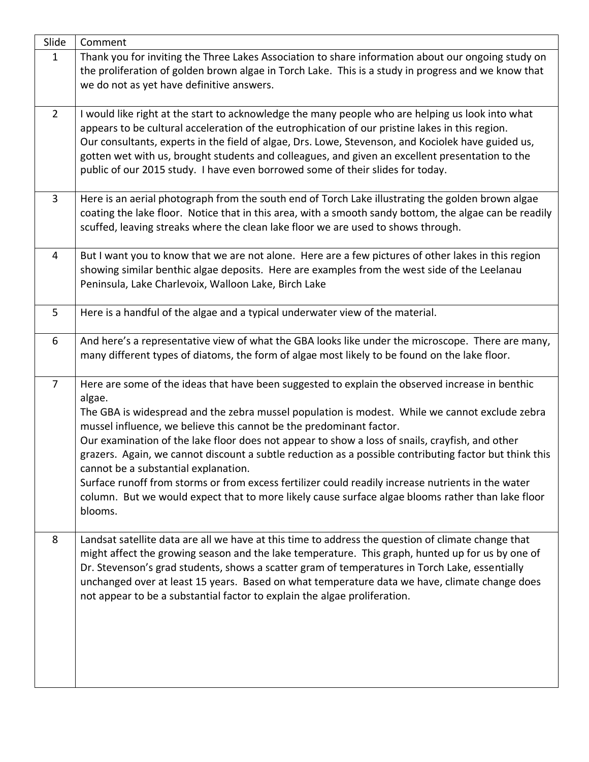| Slide | Comment |
|---|---|
| 1 | Thank you for inviting the Three Lakes Association to share information about our ongoing study on the proliferation of golden brown algae in Torch Lake. This is a study in progress and we know that we do not as yet have definitive answers. |
| 2 | I would like right at the start to acknowledge the many people who are helping us look into what appears to be cultural acceleration of the eutrophication of our pristine lakes in this region.<br>Our consultants, experts in the field of algae, Drs. Lowe, Stevenson, and Kociolek have guided us, gotten wet with us, brought students and colleagues, and given an excellent presentation to the public of our 2015 study. I have even borrowed some of their slides for today. |
| 3 | Here is an aerial photograph from the south end of Torch Lake illustrating the golden brown algae coating the lake floor. Notice that in this area, with a smooth sandy bottom, the algae can be readily scuffed, leaving streaks where the clean lake floor we are used to shows through. |
| 4 | But I want you to know that we are not alone. Here are a few pictures of other lakes in this region showing similar benthic algae deposits. Here are examples from the west side of the Leelanau Peninsula, Lake Charlevoix, Walloon Lake, Birch Lake |
| 5 | Here is a handful of the algae and a typical underwater view of the material. |
| 6 | And here's a representative view of what the GBA looks like under the microscope. There are many, many different types of diatoms, the form of algae most likely to be found on the lake floor. |
| 7 | Here are some of the ideas that have been suggested to explain the observed increase in benthic algae.<br>The GBA is widespread and the zebra mussel population is modest. While we cannot exclude zebra mussel influence, we believe this cannot be the predominant factor.<br>Our examination of the lake floor does not appear to show a loss of snails, crayfish, and other grazers. Again, we cannot discount a subtle reduction as a possible contributing factor but think this cannot be a substantial explanation.<br>Surface runoff from storms or from excess fertilizer could readily increase nutrients in the water column. But we would expect that to more likely cause surface algae blooms rather than lake floor blooms. |
| 8 | Landsat satellite data are all we have at this time to address the question of climate change that might affect the growing season and the lake temperature. This graph, hunted up for us by one of Dr. Stevenson's grad students, shows a scatter gram of temperatures in Torch Lake, essentially unchanged over at least 15 years. Based on what temperature data we have, climate change does not appear to be a substantial factor to explain the algae proliferation. |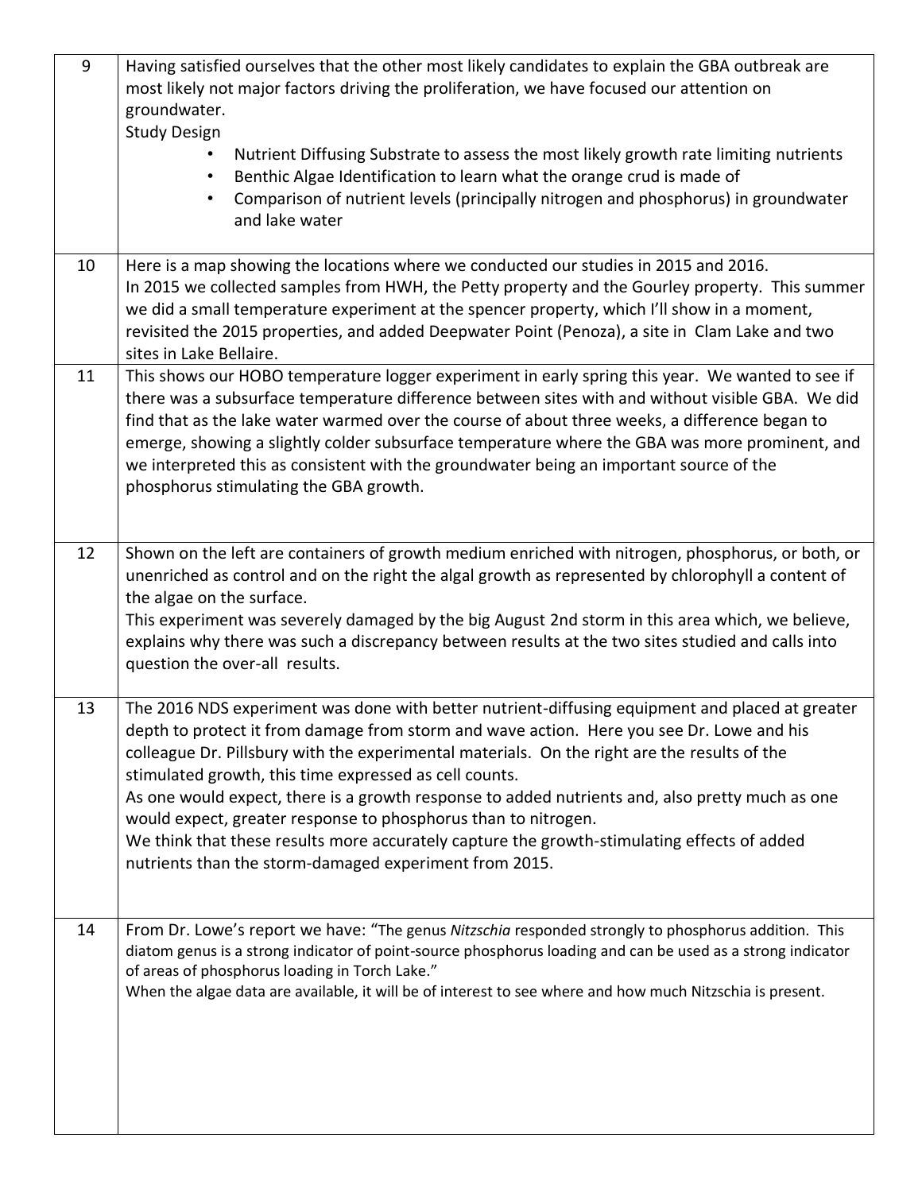| | |
|---|---|
| 9 | Having satisfied ourselves that the other most likely candidates to explain the GBA outbreak are most likely not major factors driving the proliferation, we have focused our attention on groundwater.<br>Study Design<br>• Nutrient Diffusing Substrate to assess the most likely growth rate limiting nutrients<br>• Benthic Algae Identification to learn what the orange crud is made of<br>• Comparison of nutrient levels (principally nitrogen and phosphorus) in groundwater and lake water |
| 10 | Here is a map showing the locations where we conducted our studies in 2015 and 2016.<br>In 2015 we collected samples from HWH, the Petty property and the Gourley property. This summer we did a small temperature experiment at the spencer property, which I'll show in a moment, revisited the 2015 properties, and added Deepwater Point (Penoza), a site in Clam Lake and two sites in Lake Bellaire. |
| 11 | This shows our HOBO temperature logger experiment in early spring this year. We wanted to see if there was a subsurface temperature difference between sites with and without visible GBA. We did find that as the lake water warmed over the course of about three weeks, a difference began to emerge, showing a slightly colder subsurface temperature where the GBA was more prominent, and we interpreted this as consistent with the groundwater being an important source of the phosphorus stimulating the GBA growth. |
| 12 | Shown on the left are containers of growth medium enriched with nitrogen, phosphorus, or both, or unenriched as control and on the right the algal growth as represented by chlorophyll a content of the algae on the surface.<br>This experiment was severely damaged by the big August 2nd storm in this area which, we believe, explains why there was such a discrepancy between results at the two sites studied and calls into question the over-all results. |
| 13 | The 2016 NDS experiment was done with better nutrient-diffusing equipment and placed at greater depth to protect it from damage from storm and wave action. Here you see Dr. Lowe and his colleague Dr. Pillsbury with the experimental materials. On the right are the results of the stimulated growth, this time expressed as cell counts.<br>As one would expect, there is a growth response to added nutrients and, also pretty much as one would expect, greater response to phosphorus than to nitrogen.<br>We think that these results more accurately capture the growth-stimulating effects of added nutrients than the storm-damaged experiment from 2015. |
| 14 | From Dr. Lowe's report we have: "The genus *Nitzschia* responded strongly to phosphorus addition. This diatom genus is a strong indicator of point-source phosphorus loading and can be used as a strong indicator of areas of phosphorus loading in Torch Lake."<br>When the algae data are available, it will be of interest to see where and how much Nitzschia is present. |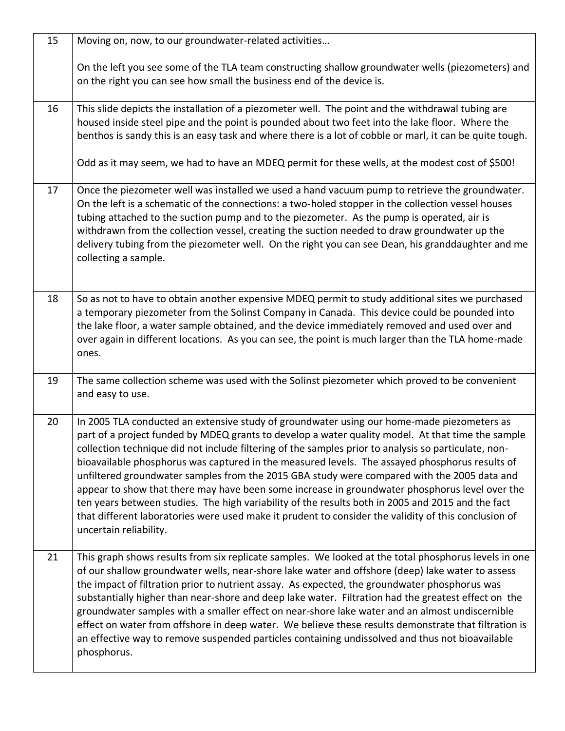| | |
|---|---|
| 15 | Moving on, now, to our groundwater-related activities…<br><br>On the left you see some of the TLA team constructing shallow groundwater wells (piezometers) and on the right you can see how small the business end of the device is. |
| 16 | This slide depicts the installation of a piezometer well. The point and the withdrawal tubing are housed inside steel pipe and the point is pounded about two feet into the lake floor. Where the benthos is sandy this is an easy task and where there is a lot of cobble or marl, it can be quite tough.<br><br>Odd as it may seem, we had to have an MDEQ permit for these wells, at the modest cost of $500! |
| 17 | Once the piezometer well was installed we used a hand vacuum pump to retrieve the groundwater. On the left is a schematic of the connections: a two-holed stopper in the collection vessel houses tubing attached to the suction pump and to the piezometer. As the pump is operated, air is withdrawn from the collection vessel, creating the suction needed to draw groundwater up the delivery tubing from the piezometer well. On the right you can see Dean, his granddaughter and me collecting a sample. |
| 18 | So as not to have to obtain another expensive MDEQ permit to study additional sites we purchased a temporary piezometer from the Solinst Company in Canada. This device could be pounded into the lake floor, a water sample obtained, and the device immediately removed and used over and over again in different locations. As you can see, the point is much larger than the TLA home-made ones. |
| 19 | The same collection scheme was used with the Solinst piezometer which proved to be convenient and easy to use. |
| 20 | In 2005 TLA conducted an extensive study of groundwater using our home-made piezometers as part of a project funded by MDEQ grants to develop a water quality model. At that time the sample collection technique did not include filtering of the samples prior to analysis so particulate, non-bioavailable phosphorus was captured in the measured levels. The assayed phosphorus results of unfiltered groundwater samples from the 2015 GBA study were compared with the 2005 data and appear to show that there may have been some increase in groundwater phosphorus level over the ten years between studies. The high variability of the results both in 2005 and 2015 and the fact that different laboratories were used make it prudent to consider the validity of this conclusion of uncertain reliability. |
| 21 | This graph shows results from six replicate samples. We looked at the total phosphorus levels in one of our shallow groundwater wells, near-shore lake water and offshore (deep) lake water to assess the impact of filtration prior to nutrient assay. As expected, the groundwater phosphorus was substantially higher than near-shore and deep lake water. Filtration had the greatest effect on the groundwater samples with a smaller effect on near-shore lake water and an almost undiscernible effect on water from offshore in deep water. We believe these results demonstrate that filtration is an effective way to remove suspended particles containing undissolved and thus not bioavailable phosphorus. |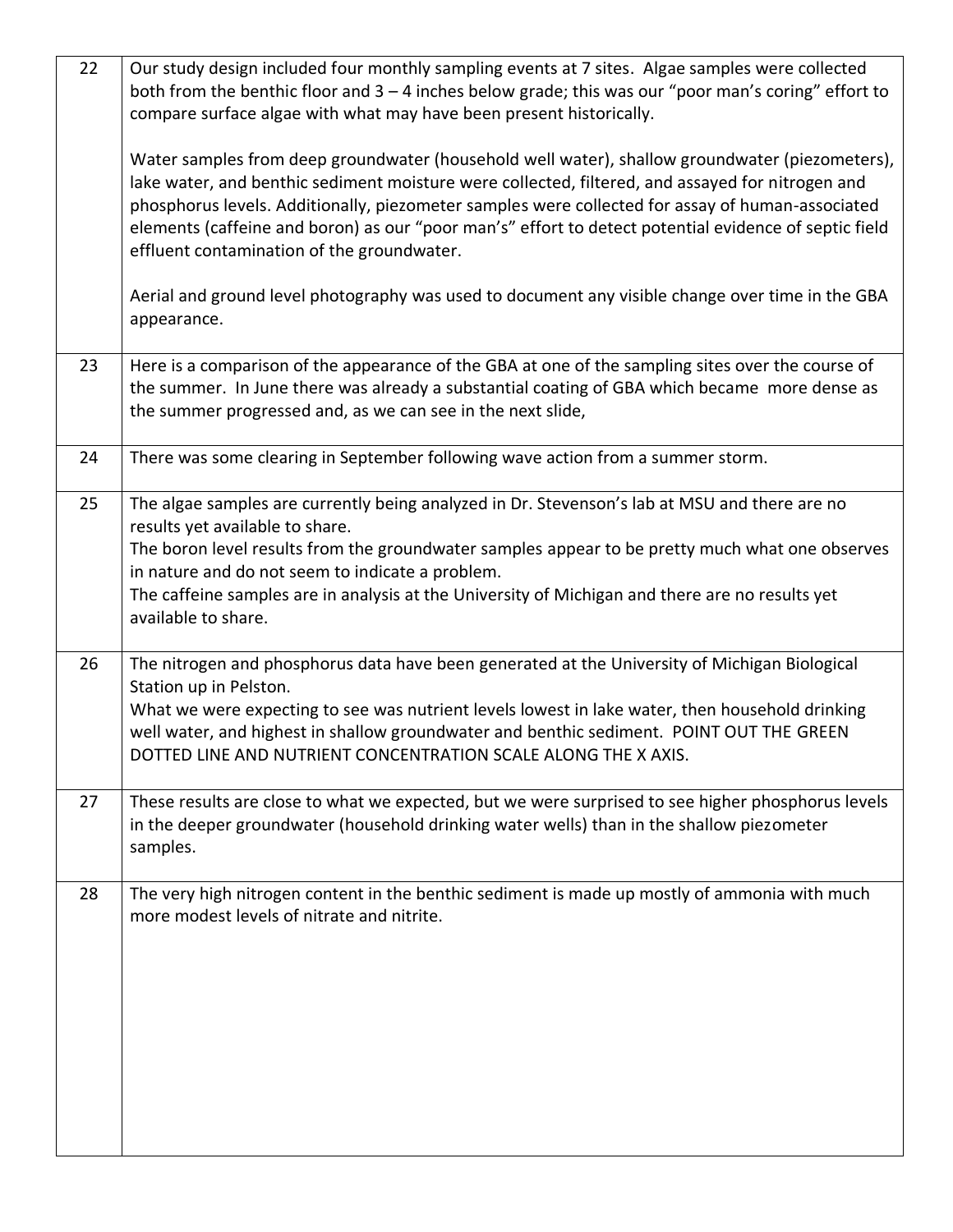| | |
|---|---|
| 22 | Our study design included four monthly sampling events at 7 sites. Algae samples were collected both from the benthic floor and 3 – 4 inches below grade; this was our "poor man's coring" effort to compare surface algae with what may have been present historically.<br><br>Water samples from deep groundwater (household well water), shallow groundwater (piezometers), lake water, and benthic sediment moisture were collected, filtered, and assayed for nitrogen and phosphorus levels. Additionally, piezometer samples were collected for assay of human-associated elements (caffeine and boron) as our "poor man's" effort to detect potential evidence of septic field effluent contamination of the groundwater.<br><br>Aerial and ground level photography was used to document any visible change over time in the GBA appearance. |
| 23 | Here is a comparison of the appearance of the GBA at one of the sampling sites over the course of the summer. In June there was already a substantial coating of GBA which became more dense as the summer progressed and, as we can see in the next slide, |
| 24 | There was some clearing in September following wave action from a summer storm. |
| 25 | The algae samples are currently being analyzed in Dr. Stevenson's lab at MSU and there are no results yet available to share.<br>The boron level results from the groundwater samples appear to be pretty much what one observes in nature and do not seem to indicate a problem.<br>The caffeine samples are in analysis at the University of Michigan and there are no results yet available to share. |
| 26 | The nitrogen and phosphorus data have been generated at the University of Michigan Biological Station up in Pelston.<br>What we were expecting to see was nutrient levels lowest in lake water, then household drinking well water, and highest in shallow groundwater and benthic sediment. POINT OUT THE GREEN DOTTED LINE AND NUTRIENT CONCENTRATION SCALE ALONG THE X AXIS. |
| 27 | These results are close to what we expected, but we were surprised to see higher phosphorus levels in the deeper groundwater (household drinking water wells) than in the shallow piezometer samples. |
| 28 | The very high nitrogen content in the benthic sediment is made up mostly of ammonia with much more modest levels of nitrate and nitrite. |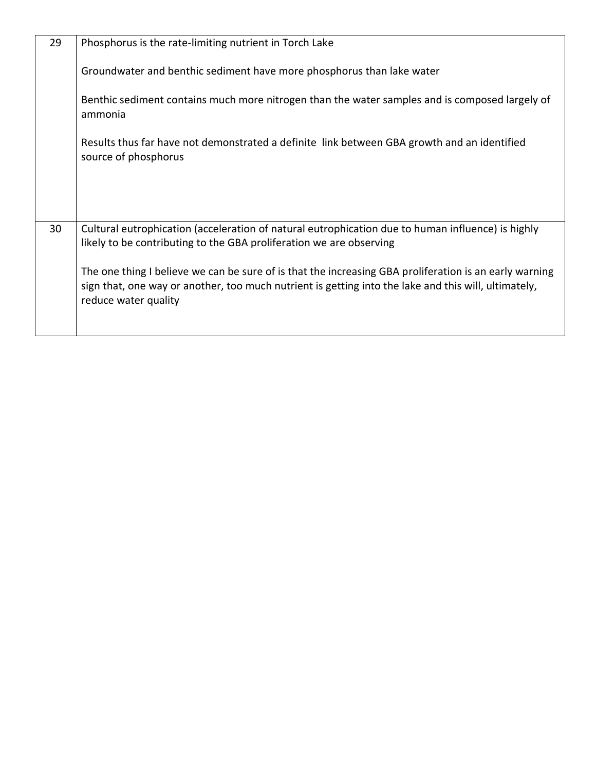| | |
|---|---|
| 29 | Phosphorus is the rate-limiting nutrient in Torch Lake<br><br>Groundwater and benthic sediment have more phosphorus than lake water<br><br>Benthic sediment contains much more nitrogen than the water samples and is composed largely of ammonia<br><br>Results thus far have not demonstrated a definite link between GBA growth and an identified source of phosphorus |
| 30 | Cultural eutrophication (acceleration of natural eutrophication due to human influence) is highly likely to be contributing to the GBA proliferation we are observing<br><br>The one thing I believe we can be sure of is that the increasing GBA proliferation is an early warning sign that, one way or another, too much nutrient is getting into the lake and this will, ultimately, reduce water quality |